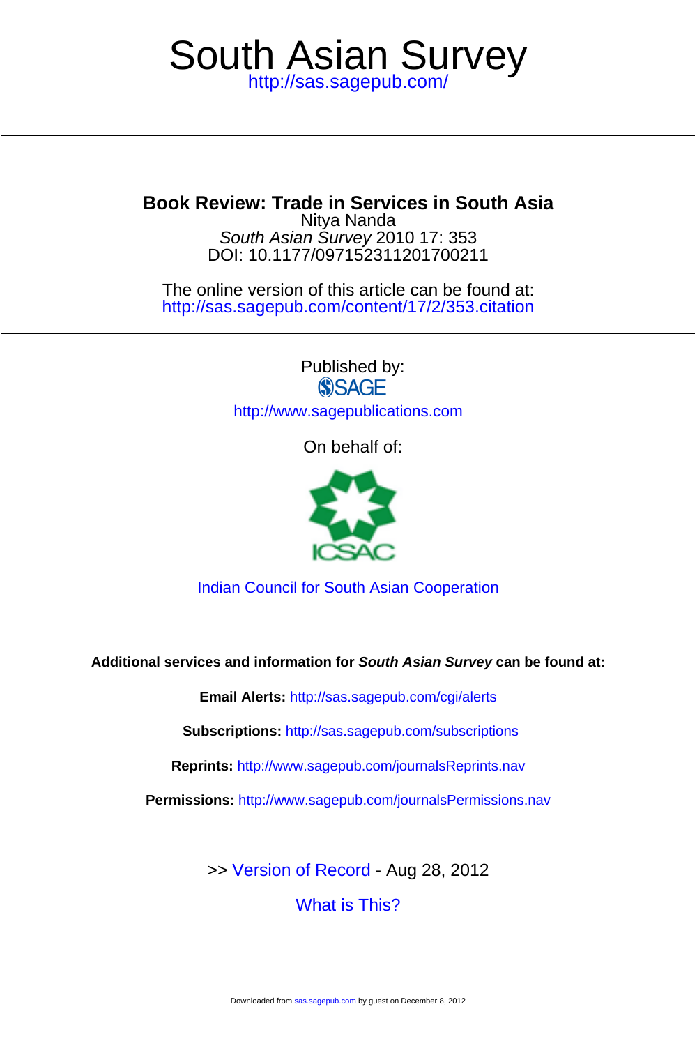# South Asian Survey

http://sas.sagepub.com/

---

## Book Review: Trade in Services in South Asia

Nitya Nanda

*South Asian Survey* 2010 17: 353

DOI: 10.1177/097152311201700211

The online version of this article can be found at:

http://sas.sagepub.com/content/17/2/353.citation

---

Published by:

SAGE

http://www.sagepublications.com

On behalf of:

ICSAC

Indian Council for South Asian Cooperation

**Additional services and information for *South Asian Survey* can be found at:**

**Email Alerts:** http://sas.sagepub.com/cgi/alerts

**Subscriptions:** http://sas.sagepub.com/subscriptions

**Reprints:** http://www.sagepub.com/journalsReprints.nav

**Permissions:** http://www.sagepub.com/journalsPermissions.nav

>> Version of Record - Aug 28, 2012

What is This?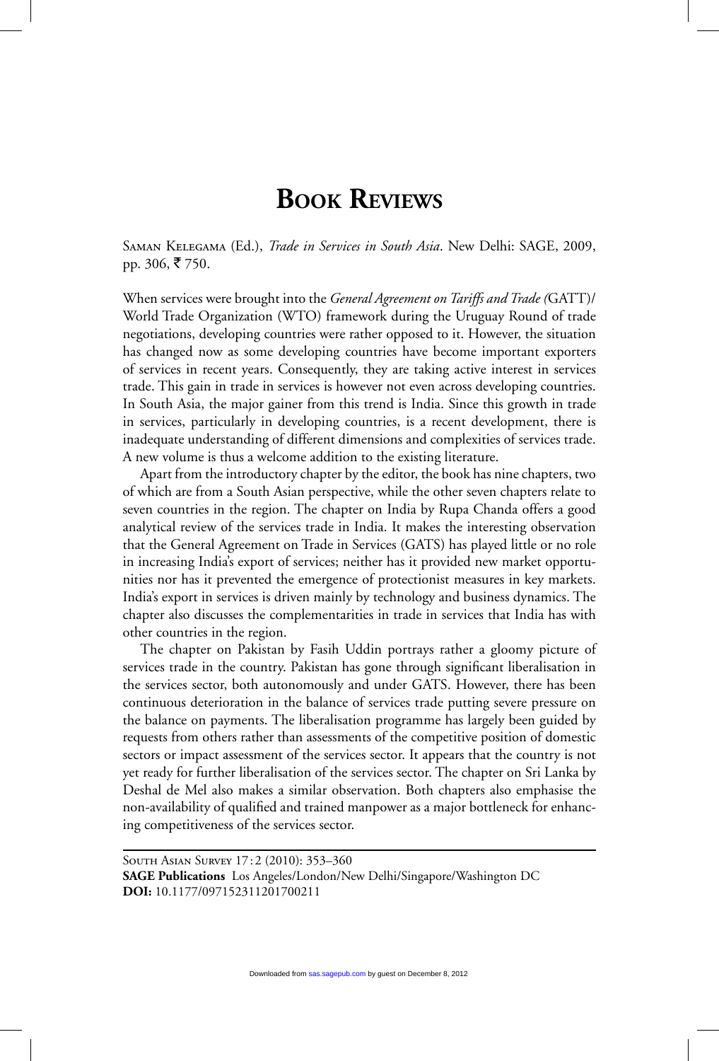# Book Reviews

Saman Kelegama (Ed.), *Trade in Services in South Asia*. New Delhi: SAGE, 2009, pp. 306, ₹ 750.

When services were brought into the *General Agreement on Tariffs and Trade (*GATT)/ World Trade Organization (WTO) framework during the Uruguay Round of trade negotiations, developing countries were rather opposed to it. However, the situation has changed now as some developing countries have become important exporters of services in recent years. Consequently, they are taking active interest in services trade. This gain in trade in services is however not even across developing countries. In South Asia, the major gainer from this trend is India. Since this growth in trade in services, particularly in developing countries, is a recent development, there is inadequate understanding of different dimensions and complexities of services trade. A new volume is thus a welcome addition to the existing literature.

Apart from the introductory chapter by the editor, the book has nine chapters, two of which are from a South Asian perspective, while the other seven chapters relate to seven countries in the region. The chapter on India by Rupa Chanda offers a good analytical review of the services trade in India. It makes the interesting observation that the General Agreement on Trade in Services (GATS) has played little or no role in increasing India's export of services; neither has it provided new market opportunities nor has it prevented the emergence of protectionist measures in key markets. India's export in services is driven mainly by technology and business dynamics. The chapter also discusses the complementarities in trade in services that India has with other countries in the region.

The chapter on Pakistan by Fasih Uddin portrays rather a gloomy picture of services trade in the country. Pakistan has gone through significant liberalisation in the services sector, both autonomously and under GATS. However, there has been continuous deterioration in the balance of services trade putting severe pressure on the balance on payments. The liberalisation programme has largely been guided by requests from others rather than assessments of the competitive position of domestic sectors or impact assessment of the services sector. It appears that the country is not yet ready for further liberalisation of the services sector. The chapter on Sri Lanka by Deshal de Mel also makes a similar observation. Both chapters also emphasise the non-availability of qualified and trained manpower as a major bottleneck for enhancing competitiveness of the services sector.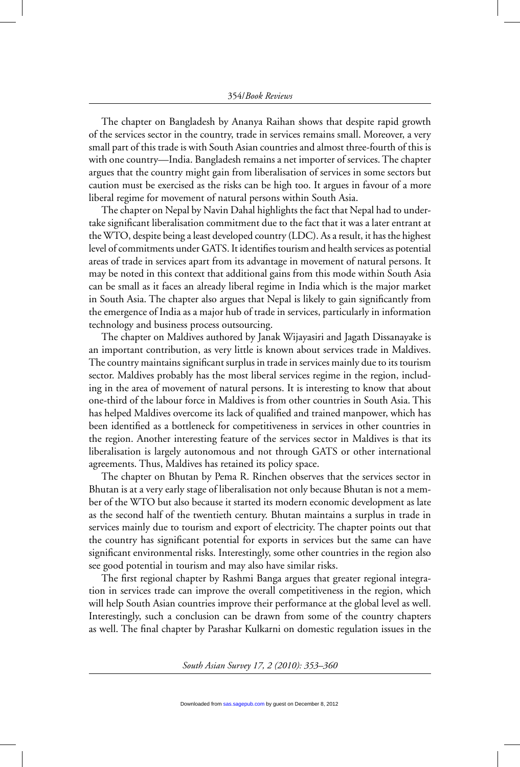The chapter on Bangladesh by Ananya Raihan shows that despite rapid growth of the services sector in the country, trade in services remains small. Moreover, a very small part of this trade is with South Asian countries and almost three-fourth of this is with one country—India. Bangladesh remains a net importer of services. The chapter argues that the country might gain from liberalisation of services in some sectors but caution must be exercised as the risks can be high too. It argues in favour of a more liberal regime for movement of natural persons within South Asia.

The chapter on Nepal by Navin Dahal highlights the fact that Nepal had to undertake significant liberalisation commitment due to the fact that it was a later entrant at the WTO, despite being a least developed country (LDC). As a result, it has the highest level of commitments under GATS. It identifies tourism and health services as potential areas of trade in services apart from its advantage in movement of natural persons. It may be noted in this context that additional gains from this mode within South Asia can be small as it faces an already liberal regime in India which is the major market in South Asia. The chapter also argues that Nepal is likely to gain significantly from the emergence of India as a major hub of trade in services, particularly in information technology and business process outsourcing.

The chapter on Maldives authored by Janak Wijayasiri and Jagath Dissanayake is an important contribution, as very little is known about services trade in Maldives. The country maintains significant surplus in trade in services mainly due to its tourism sector. Maldives probably has the most liberal services regime in the region, including in the area of movement of natural persons. It is interesting to know that about one-third of the labour force in Maldives is from other countries in South Asia. This has helped Maldives overcome its lack of qualified and trained manpower, which has been identified as a bottleneck for competitiveness in services in other countries in the region. Another interesting feature of the services sector in Maldives is that its liberalisation is largely autonomous and not through GATS or other international agreements. Thus, Maldives has retained its policy space.

The chapter on Bhutan by Pema R. Rinchen observes that the services sector in Bhutan is at a very early stage of liberalisation not only because Bhutan is not a member of the WTO but also because it started its modern economic development as late as the second half of the twentieth century. Bhutan maintains a surplus in trade in services mainly due to tourism and export of electricity. The chapter points out that the country has significant potential for exports in services but the same can have significant environmental risks. Interestingly, some other countries in the region also see good potential in tourism and may also have similar risks.

The first regional chapter by Rashmi Banga argues that greater regional integration in services trade can improve the overall competitiveness in the region, which will help South Asian countries improve their performance at the global level as well. Interestingly, such a conclusion can be drawn from some of the country chapters as well. The final chapter by Parashar Kulkarni on domestic regulation issues in the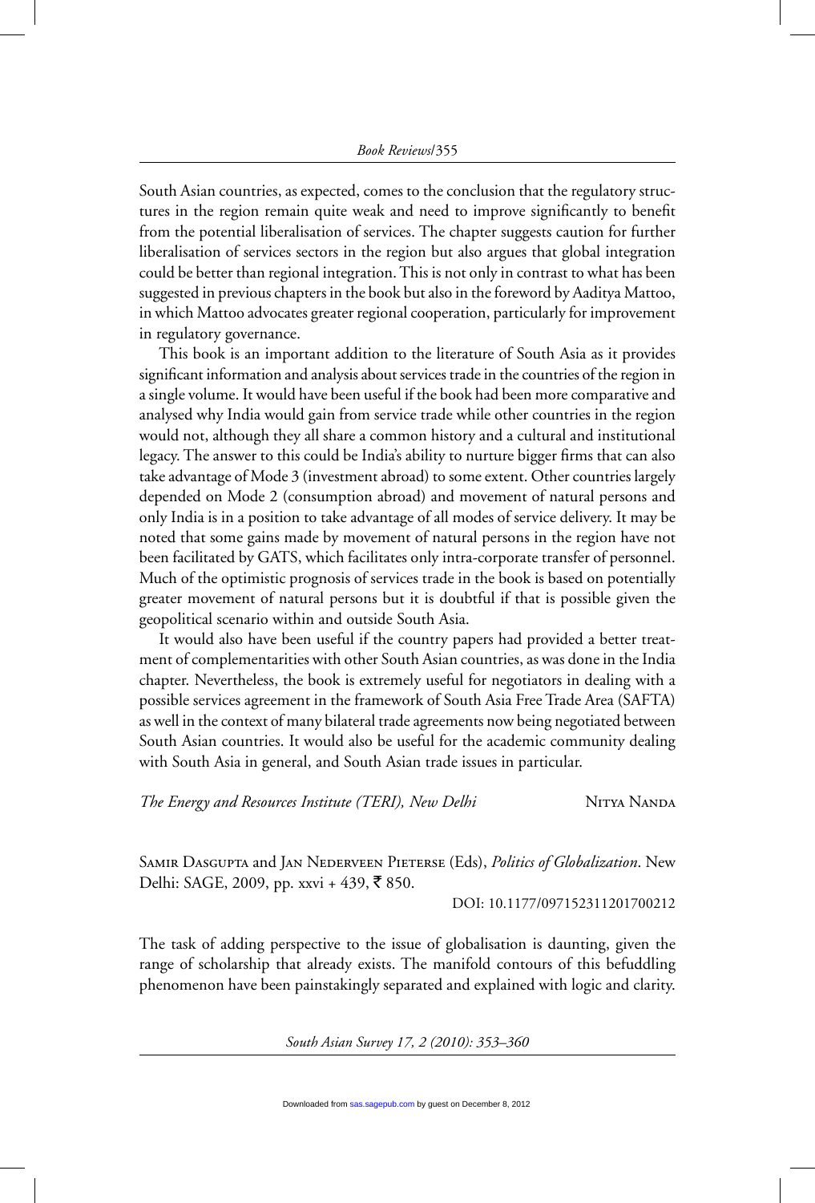South Asian countries, as expected, comes to the conclusion that the regulatory structures in the region remain quite weak and need to improve significantly to benefit from the potential liberalisation of services. The chapter suggests caution for further liberalisation of services sectors in the region but also argues that global integration could be better than regional integration. This is not only in contrast to what has been suggested in previous chapters in the book but also in the foreword by Aaditya Mattoo, in which Mattoo advocates greater regional cooperation, particularly for improvement in regulatory governance.

This book is an important addition to the literature of South Asia as it provides significant information and analysis about services trade in the countries of the region in a single volume. It would have been useful if the book had been more comparative and analysed why India would gain from service trade while other countries in the region would not, although they all share a common history and a cultural and institutional legacy. The answer to this could be India's ability to nurture bigger firms that can also take advantage of Mode 3 (investment abroad) to some extent. Other countries largely depended on Mode 2 (consumption abroad) and movement of natural persons and only India is in a position to take advantage of all modes of service delivery. It may be noted that some gains made by movement of natural persons in the region have not been facilitated by GATS, which facilitates only intra-corporate transfer of personnel. Much of the optimistic prognosis of services trade in the book is based on potentially greater movement of natural persons but it is doubtful if that is possible given the geopolitical scenario within and outside South Asia.

It would also have been useful if the country papers had provided a better treatment of complementarities with other South Asian countries, as was done in the India chapter. Nevertheless, the book is extremely useful for negotiators in dealing with a possible services agreement in the framework of South Asia Free Trade Area (SAFTA) as well in the context of many bilateral trade agreements now being negotiated between South Asian countries. It would also be useful for the academic community dealing with South Asia in general, and South Asian trade issues in particular.

*The Energy and Resources Institute (TERI), New Delhi* — Nitya Nanda

Samir Dasgupta and Jan Nederveen Pieterse (Eds), *Politics of Globalization*. New Delhi: SAGE, 2009, pp. xxvi + 439, ₹ 850.

DOI: 10.1177/097152311201700212

The task of adding perspective to the issue of globalisation is daunting, given the range of scholarship that already exists. The manifold contours of this befuddling phenomenon have been painstakingly separated and explained with logic and clarity.